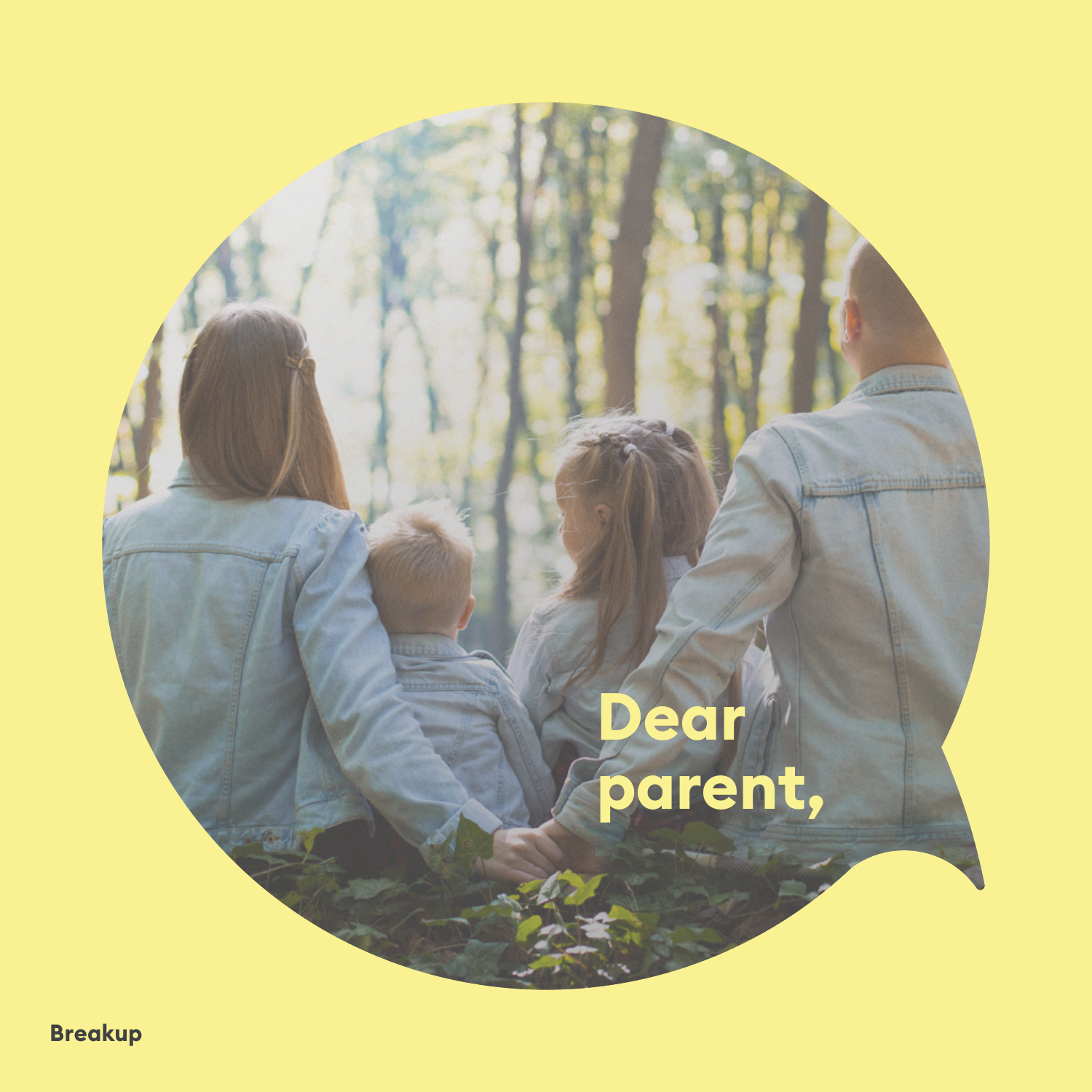# Dear parent,

Breakup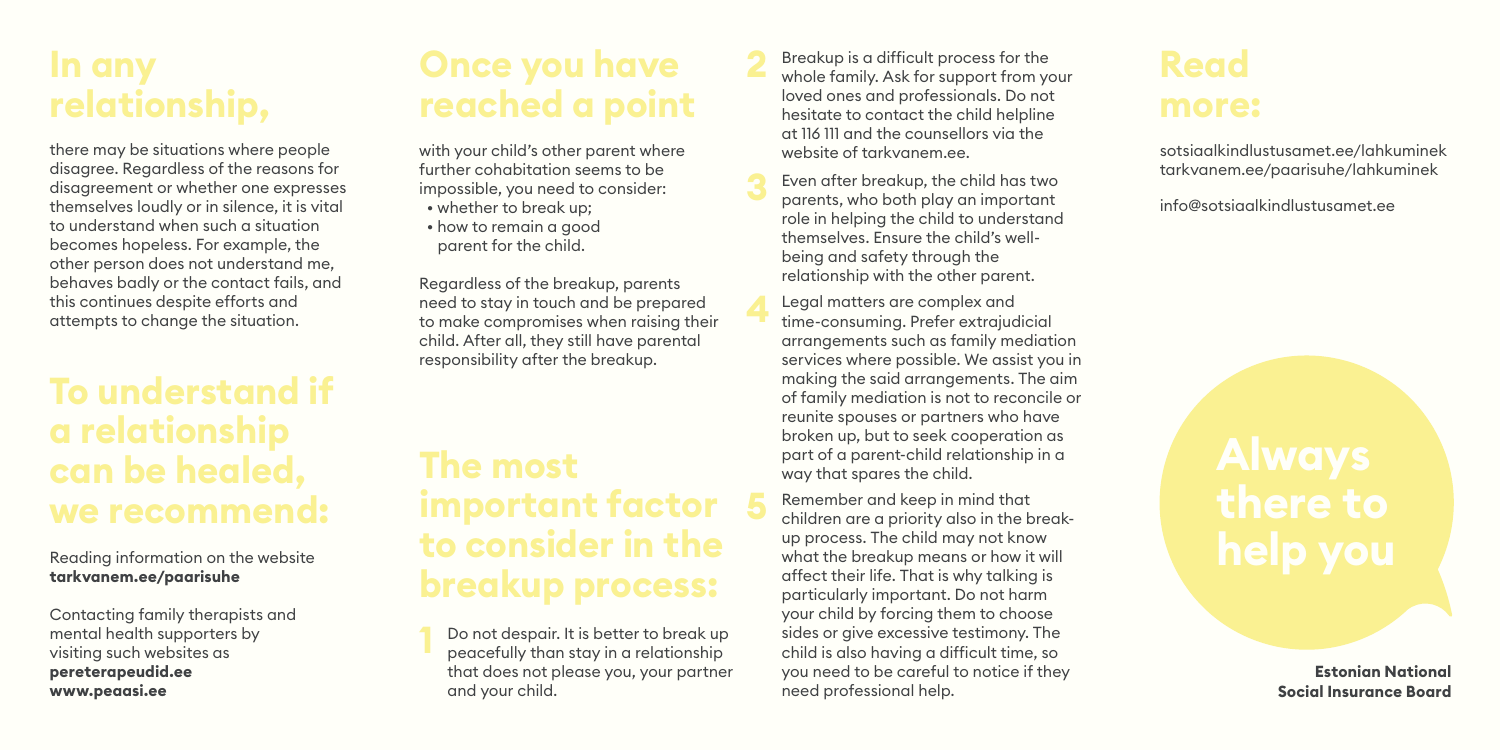## In any relationship,

there may be situations where people disagree. Regardless of the reasons for disagreement or whether one expresses themselves loudly or in silence, it is vital to understand when such a situation becomes hopeless. For example, the other person does not understand me, behaves badly or the contact fails, and this continues despite efforts and attempts to change the situation.

## To understand if a relationship can be healed, we recommend:

Reading information on the website **tarkvanem.ee/paarisuhe**

Contacting family therapists and mental health supporters by visiting such websites as **pereterapeudid.ee** **www.peaasi.ee**

## Once you have reached a point

with your child's other parent where further cohabitation seems to be impossible, you need to consider:

- whether to break up;
- how to remain a good parent for the child.

Regardless of the breakup, parents need to stay in touch and be prepared to make compromises when raising their child. After all, they still have parental responsibility after the breakup.

## The most important factor to consider in the breakup process:

1. Do not despair. It is better to break up peacefully than stay in a relationship that does not please you, your partner and your child.
2. Breakup is a difficult process for the whole family. Ask for support from your loved ones and professionals. Do not hesitate to contact the child helpline at 116 111 and the counsellors via the website of tarkvanem.ee.
3. Even after breakup, the child has two parents, who both play an important role in helping the child to understand themselves. Ensure the child's well-being and safety through the relationship with the other parent.
4. Legal matters are complex and time-consuming. Prefer extrajudicial arrangements such as family mediation services where possible. We assist you in making the said arrangements. The aim of family mediation is not to reconcile or reunite spouses or partners who have broken up, but to seek cooperation as part of a parent-child relationship in a way that spares the child.
5. Remember and keep in mind that children are a priority also in the break-up process. The child may not know what the breakup means or how it will affect their life. That is why talking is particularly important. Do not harm your child by forcing them to choose sides or give excessive testimony. The child is also having a difficult time, so you need to be careful to notice if they need professional help.

## Read more:

sotsiaalkindlustusamet.ee/lahkuminek
tarkvanem.ee/paarisuhe/lahkuminek

info@sotsiaalkindlustusamet.ee

## Always there to help you

**Estonian National Social Insurance Board**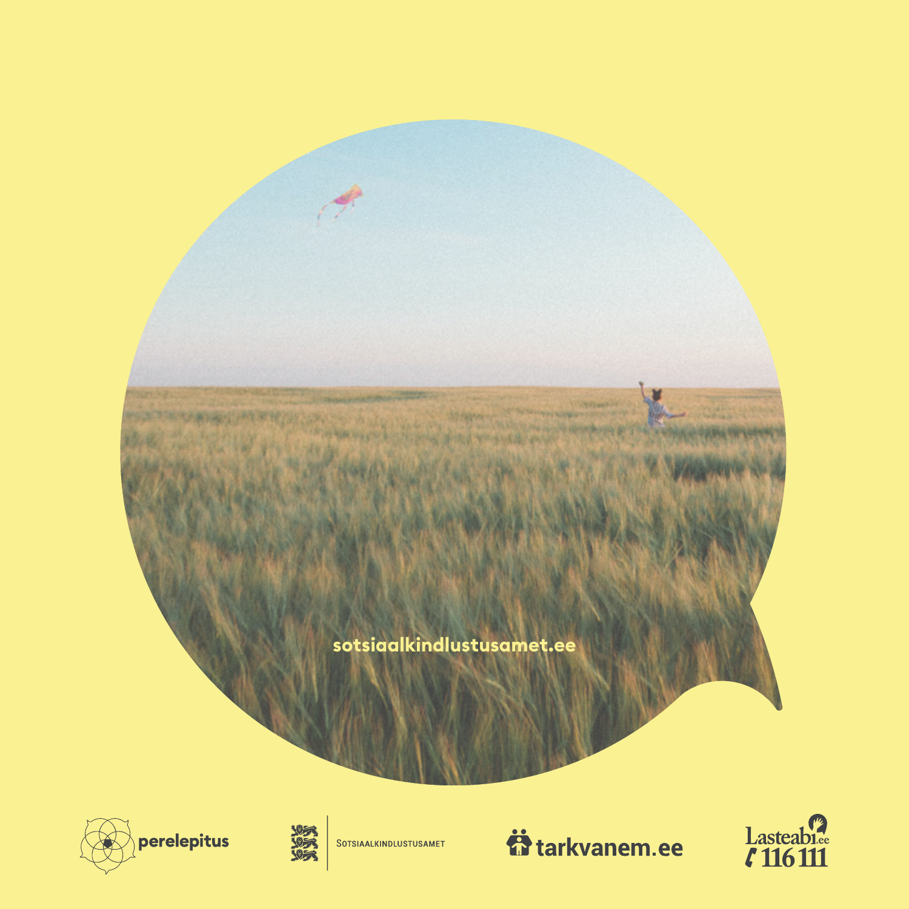sotsiaalkindlustusamet.ee

perelepitus

Sotsiaalkindlustusamet

tarkvanem.ee

Lasteabi.ee 116 111